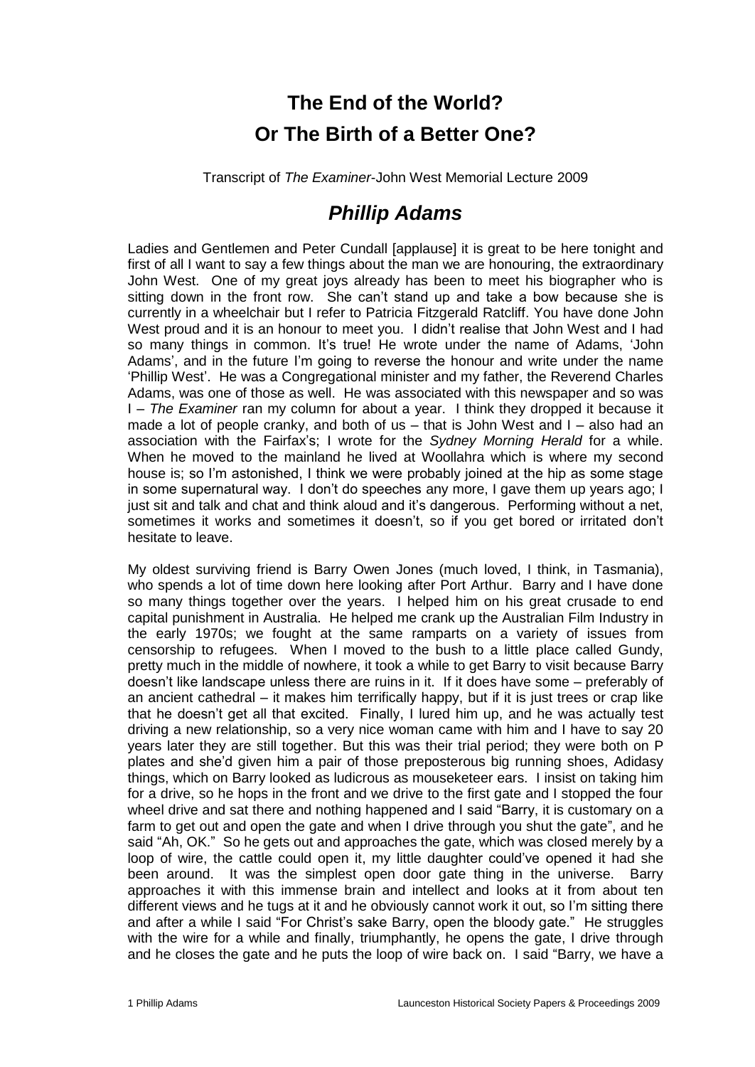# The End of the World?
# Or The Birth of a Better One?

Transcript of *The Examiner*-John West Memorial Lecture 2009

## *Phillip Adams*

Ladies and Gentlemen and Peter Cundall [applause] it is great to be here tonight and first of all I want to say a few things about the man we are honouring, the extraordinary John West. One of my great joys already has been to meet his biographer who is sitting down in the front row. She can't stand up and take a bow because she is currently in a wheelchair but I refer to Patricia Fitzgerald Ratcliff. You have done John West proud and it is an honour to meet you. I didn't realise that John West and I had so many things in common. It's true! He wrote under the name of Adams, 'John Adams', and in the future I'm going to reverse the honour and write under the name 'Phillip West'. He was a Congregational minister and my father, the Reverend Charles Adams, was one of those as well. He was associated with this newspaper and so was I – *The Examiner* ran my column for about a year. I think they dropped it because it made a lot of people cranky, and both of us – that is John West and I – also had an association with the Fairfax's; I wrote for the *Sydney Morning Herald* for a while. When he moved to the mainland he lived at Woollahra which is where my second house is; so I'm astonished, I think we were probably joined at the hip as some stage in some supernatural way. I don't do speeches any more, I gave them up years ago; I just sit and talk and chat and think aloud and it's dangerous. Performing without a net, sometimes it works and sometimes it doesn't, so if you get bored or irritated don't hesitate to leave.

My oldest surviving friend is Barry Owen Jones (much loved, I think, in Tasmania), who spends a lot of time down here looking after Port Arthur. Barry and I have done so many things together over the years. I helped him on his great crusade to end capital punishment in Australia. He helped me crank up the Australian Film Industry in the early 1970s; we fought at the same ramparts on a variety of issues from censorship to refugees. When I moved to the bush to a little place called Gundy, pretty much in the middle of nowhere, it took a while to get Barry to visit because Barry doesn't like landscape unless there are ruins in it. If it does have some – preferably of an ancient cathedral – it makes him terrifically happy, but if it is just trees or crap like that he doesn't get all that excited. Finally, I lured him up, and he was actually test driving a new relationship, so a very nice woman came with him and I have to say 20 years later they are still together. But this was their trial period; they were both on P plates and she'd given him a pair of those preposterous big running shoes, Adidasy things, which on Barry looked as ludicrous as mouseketeer ears. I insist on taking him for a drive, so he hops in the front and we drive to the first gate and I stopped the four wheel drive and sat there and nothing happened and I said "Barry, it is customary on a farm to get out and open the gate and when I drive through you shut the gate", and he said "Ah, OK." So he gets out and approaches the gate, which was closed merely by a loop of wire, the cattle could open it, my little daughter could've opened it had she been around. It was the simplest open door gate thing in the universe. Barry approaches it with this immense brain and intellect and looks at it from about ten different views and he tugs at it and he obviously cannot work it out, so I'm sitting there and after a while I said "For Christ's sake Barry, open the bloody gate." He struggles with the wire for a while and finally, triumphantly, he opens the gate, I drive through and he closes the gate and he puts the loop of wire back on. I said "Barry, we have a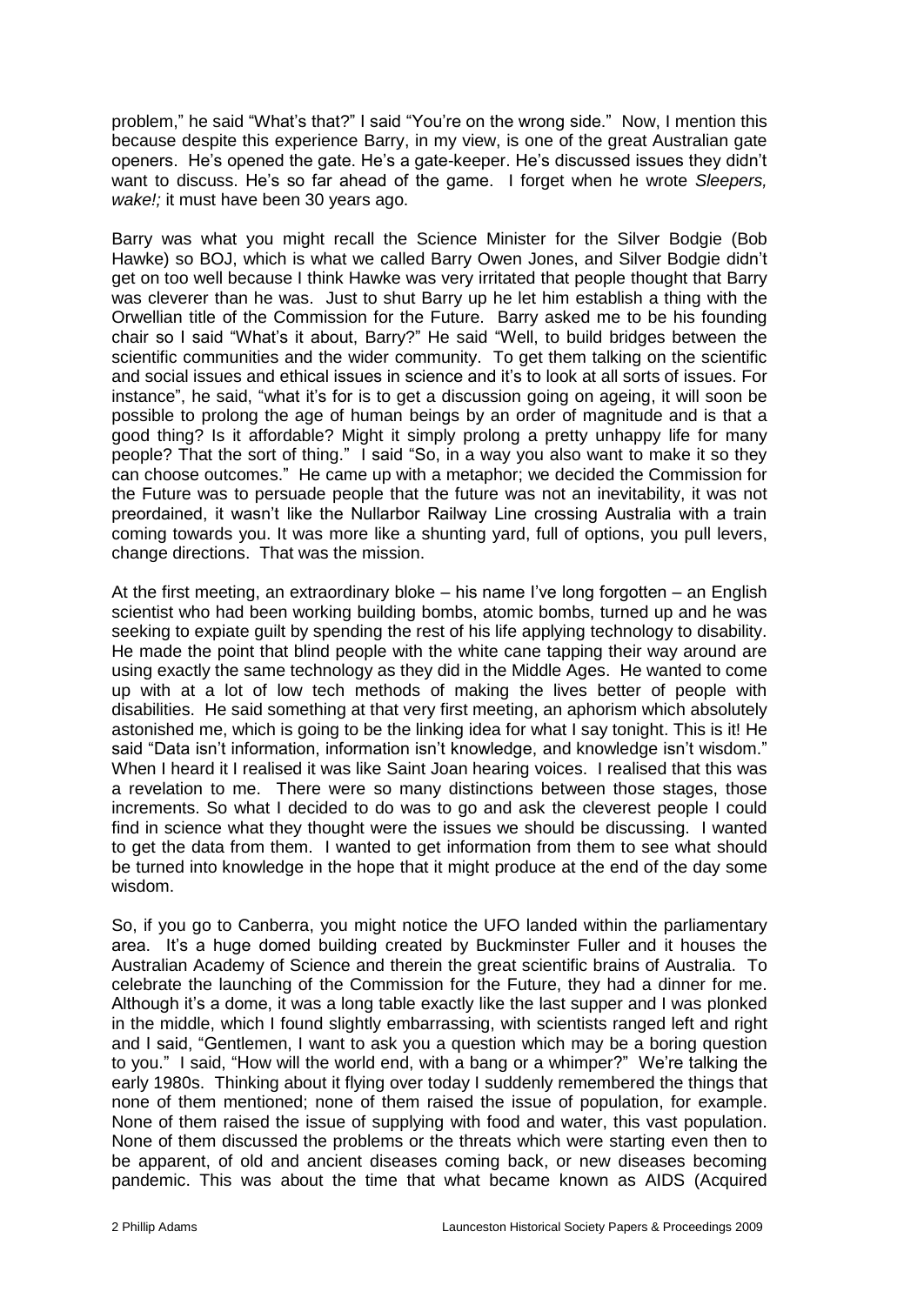problem," he said "What's that?" I said "You're on the wrong side." Now, I mention this because despite this experience Barry, in my view, is one of the great Australian gate openers. He's opened the gate. He's a gate-keeper. He's discussed issues they didn't want to discuss. He's so far ahead of the game. I forget when he wrote *Sleepers, wake!;* it must have been 30 years ago.

Barry was what you might recall the Science Minister for the Silver Bodgie (Bob Hawke) so BOJ, which is what we called Barry Owen Jones, and Silver Bodgie didn't get on too well because I think Hawke was very irritated that people thought that Barry was cleverer than he was. Just to shut Barry up he let him establish a thing with the Orwellian title of the Commission for the Future. Barry asked me to be his founding chair so I said "What's it about, Barry?" He said "Well, to build bridges between the scientific communities and the wider community. To get them talking on the scientific and social issues and ethical issues in science and it's to look at all sorts of issues. For instance", he said, "what it's for is to get a discussion going on ageing, it will soon be possible to prolong the age of human beings by an order of magnitude and is that a good thing? Is it affordable? Might it simply prolong a pretty unhappy life for many people? That the sort of thing." I said "So, in a way you also want to make it so they can choose outcomes." He came up with a metaphor; we decided the Commission for the Future was to persuade people that the future was not an inevitability, it was not preordained, it wasn't like the Nullarbor Railway Line crossing Australia with a train coming towards you. It was more like a shunting yard, full of options, you pull levers, change directions. That was the mission.

At the first meeting, an extraordinary bloke – his name I've long forgotten – an English scientist who had been working building bombs, atomic bombs, turned up and he was seeking to expiate guilt by spending the rest of his life applying technology to disability. He made the point that blind people with the white cane tapping their way around are using exactly the same technology as they did in the Middle Ages. He wanted to come up with at a lot of low tech methods of making the lives better of people with disabilities. He said something at that very first meeting, an aphorism which absolutely astonished me, which is going to be the linking idea for what I say tonight. This is it! He said "Data isn't information, information isn't knowledge, and knowledge isn't wisdom." When I heard it I realised it was like Saint Joan hearing voices. I realised that this was a revelation to me. There were so many distinctions between those stages, those increments. So what I decided to do was to go and ask the cleverest people I could find in science what they thought were the issues we should be discussing. I wanted to get the data from them. I wanted to get information from them to see what should be turned into knowledge in the hope that it might produce at the end of the day some wisdom.

So, if you go to Canberra, you might notice the UFO landed within the parliamentary area. It's a huge domed building created by Buckminster Fuller and it houses the Australian Academy of Science and therein the great scientific brains of Australia. To celebrate the launching of the Commission for the Future, they had a dinner for me. Although it's a dome, it was a long table exactly like the last supper and I was plonked in the middle, which I found slightly embarrassing, with scientists ranged left and right and I said, "Gentlemen, I want to ask you a question which may be a boring question to you." I said, "How will the world end, with a bang or a whimper?" We're talking the early 1980s. Thinking about it flying over today I suddenly remembered the things that none of them mentioned; none of them raised the issue of population, for example. None of them raised the issue of supplying with food and water, this vast population. None of them discussed the problems or the threats which were starting even then to be apparent, of old and ancient diseases coming back, or new diseases becoming pandemic. This was about the time that what became known as AIDS (Acquired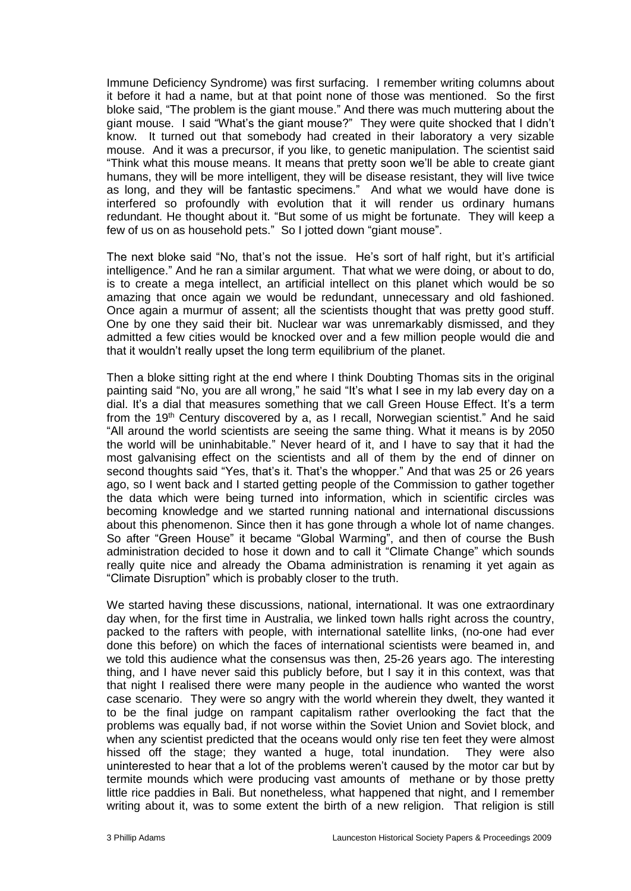Immune Deficiency Syndrome) was first surfacing. I remember writing columns about it before it had a name, but at that point none of those was mentioned. So the first bloke said, "The problem is the giant mouse." And there was much muttering about the giant mouse. I said "What's the giant mouse?" They were quite shocked that I didn't know. It turned out that somebody had created in their laboratory a very sizable mouse. And it was a precursor, if you like, to genetic manipulation. The scientist said "Think what this mouse means. It means that pretty soon we'll be able to create giant humans, they will be more intelligent, they will be disease resistant, they will live twice as long, and they will be fantastic specimens." And what we would have done is interfered so profoundly with evolution that it will render us ordinary humans redundant. He thought about it. "But some of us might be fortunate. They will keep a few of us on as household pets." So I jotted down "giant mouse".

The next bloke said "No, that's not the issue. He's sort of half right, but it's artificial intelligence." And he ran a similar argument. That what we were doing, or about to do, is to create a mega intellect, an artificial intellect on this planet which would be so amazing that once again we would be redundant, unnecessary and old fashioned. Once again a murmur of assent; all the scientists thought that was pretty good stuff. One by one they said their bit. Nuclear war was unremarkably dismissed, and they admitted a few cities would be knocked over and a few million people would die and that it wouldn't really upset the long term equilibrium of the planet.

Then a bloke sitting right at the end where I think Doubting Thomas sits in the original painting said "No, you are all wrong," he said "It's what I see in my lab every day on a dial. It's a dial that measures something that we call Green House Effect. It's a term from the 19th Century discovered by a, as I recall, Norwegian scientist." And he said "All around the world scientists are seeing the same thing. What it means is by 2050 the world will be uninhabitable." Never heard of it, and I have to say that it had the most galvanising effect on the scientists and all of them by the end of dinner on second thoughts said "Yes, that's it. That's the whopper." And that was 25 or 26 years ago, so I went back and I started getting people of the Commission to gather together the data which were being turned into information, which in scientific circles was becoming knowledge and we started running national and international discussions about this phenomenon. Since then it has gone through a whole lot of name changes. So after "Green House" it became "Global Warming", and then of course the Bush administration decided to hose it down and to call it "Climate Change" which sounds really quite nice and already the Obama administration is renaming it yet again as "Climate Disruption" which is probably closer to the truth.

We started having these discussions, national, international. It was one extraordinary day when, for the first time in Australia, we linked town halls right across the country, packed to the rafters with people, with international satellite links, (no-one had ever done this before) on which the faces of international scientists were beamed in, and we told this audience what the consensus was then, 25-26 years ago. The interesting thing, and I have never said this publicly before, but I say it in this context, was that that night I realised there were many people in the audience who wanted the worst case scenario. They were so angry with the world wherein they dwelt, they wanted it to be the final judge on rampant capitalism rather overlooking the fact that the problems was equally bad, if not worse within the Soviet Union and Soviet block, and when any scientist predicted that the oceans would only rise ten feet they were almost hissed off the stage; they wanted a huge, total inundation. They were also uninterested to hear that a lot of the problems weren't caused by the motor car but by termite mounds which were producing vast amounts of methane or by those pretty little rice paddies in Bali. But nonetheless, what happened that night, and I remember writing about it, was to some extent the birth of a new religion. That religion is still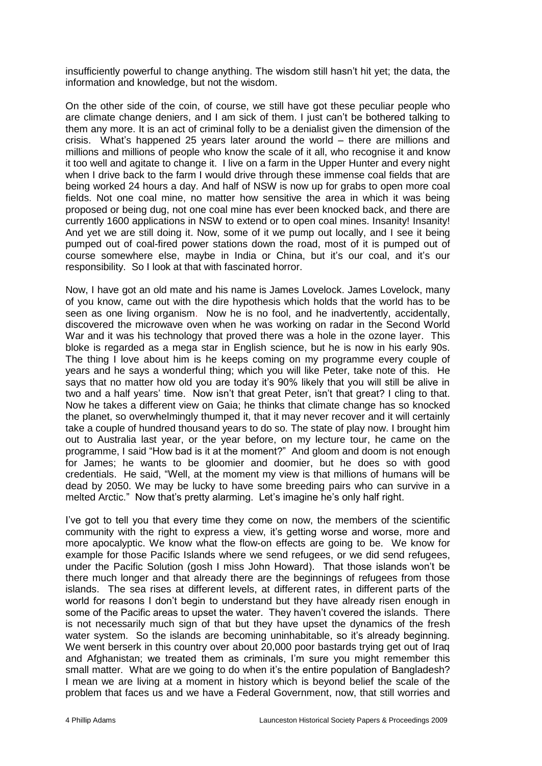insufficiently powerful to change anything. The wisdom still hasn't hit yet; the data, the information and knowledge, but not the wisdom.

On the other side of the coin, of course, we still have got these peculiar people who are climate change deniers, and I am sick of them. I just can't be bothered talking to them any more. It is an act of criminal folly to be a denialist given the dimension of the crisis. What's happened 25 years later around the world – there are millions and millions and millions of people who know the scale of it all, who recognise it and know it too well and agitate to change it. I live on a farm in the Upper Hunter and every night when I drive back to the farm I would drive through these immense coal fields that are being worked 24 hours a day. And half of NSW is now up for grabs to open more coal fields. Not one coal mine, no matter how sensitive the area in which it was being proposed or being dug, not one coal mine has ever been knocked back, and there are currently 1600 applications in NSW to extend or to open coal mines. Insanity! Insanity! And yet we are still doing it. Now, some of it we pump out locally, and I see it being pumped out of coal-fired power stations down the road, most of it is pumped out of course somewhere else, maybe in India or China, but it's our coal, and it's our responsibility. So I look at that with fascinated horror.

Now, I have got an old mate and his name is James Lovelock. James Lovelock, many of you know, came out with the dire hypothesis which holds that the world has to be seen as one living organism. Now he is no fool, and he inadvertently, accidentally, discovered the microwave oven when he was working on radar in the Second World War and it was his technology that proved there was a hole in the ozone layer. This bloke is regarded as a mega star in English science, but he is now in his early 90s. The thing I love about him is he keeps coming on my programme every couple of years and he says a wonderful thing; which you will like Peter, take note of this. He says that no matter how old you are today it's 90% likely that you will still be alive in two and a half years' time. Now isn't that great Peter, isn't that great? I cling to that. Now he takes a different view on Gaia; he thinks that climate change has so knocked the planet, so overwhelmingly thumped it, that it may never recover and it will certainly take a couple of hundred thousand years to do so. The state of play now. I brought him out to Australia last year, or the year before, on my lecture tour, he came on the programme, I said "How bad is it at the moment?" And gloom and doom is not enough for James; he wants to be gloomier and doomier, but he does so with good credentials. He said, "Well, at the moment my view is that millions of humans will be dead by 2050. We may be lucky to have some breeding pairs who can survive in a melted Arctic." Now that's pretty alarming. Let's imagine he's only half right.

I've got to tell you that every time they come on now, the members of the scientific community with the right to express a view, it's getting worse and worse, more and more apocalyptic. We know what the flow-on effects are going to be. We know for example for those Pacific Islands where we send refugees, or we did send refugees, under the Pacific Solution (gosh I miss John Howard). That those islands won't be there much longer and that already there are the beginnings of refugees from those islands. The sea rises at different levels, at different rates, in different parts of the world for reasons I don't begin to understand but they have already risen enough in some of the Pacific areas to upset the water. They haven't covered the islands. There is not necessarily much sign of that but they have upset the dynamics of the fresh water system. So the islands are becoming uninhabitable, so it's already beginning. We went berserk in this country over about 20,000 poor bastards trying get out of Iraq and Afghanistan; we treated them as criminals, I'm sure you might remember this small matter. What are we going to do when it's the entire population of Bangladesh? I mean we are living at a moment in history which is beyond belief the scale of the problem that faces us and we have a Federal Government, now, that still worries and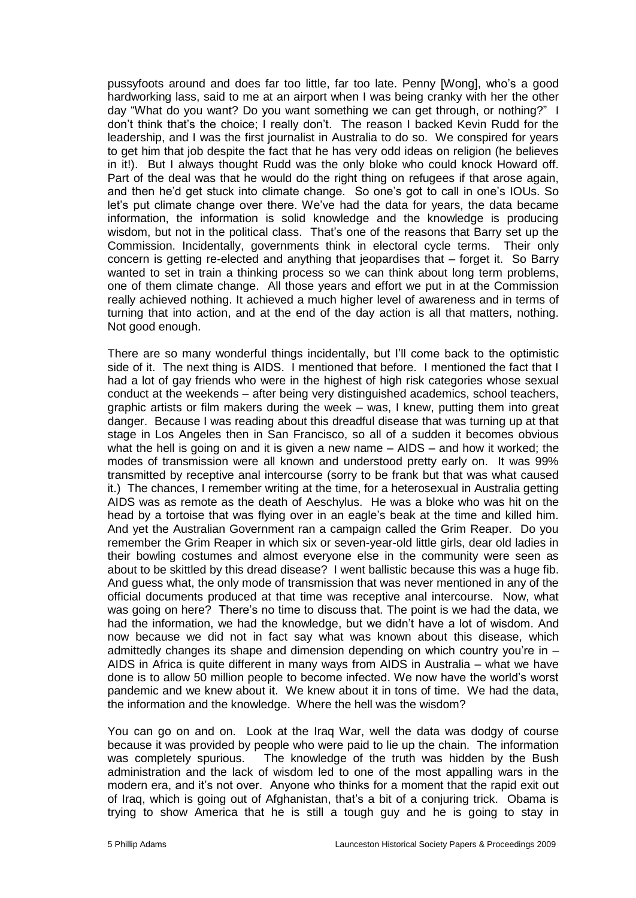pussyfoots around and does far too little, far too late. Penny [Wong], who's a good hardworking lass, said to me at an airport when I was being cranky with her the other day "What do you want? Do you want something we can get through, or nothing?" I don't think that's the choice; I really don't. The reason I backed Kevin Rudd for the leadership, and I was the first journalist in Australia to do so. We conspired for years to get him that job despite the fact that he has very odd ideas on religion (he believes in it!). But I always thought Rudd was the only bloke who could knock Howard off. Part of the deal was that he would do the right thing on refugees if that arose again, and then he'd get stuck into climate change. So one's got to call in one's IOUs. So let's put climate change over there. We've had the data for years, the data became information, the information is solid knowledge and the knowledge is producing wisdom, but not in the political class. That's one of the reasons that Barry set up the Commission. Incidentally, governments think in electoral cycle terms. Their only concern is getting re-elected and anything that jeopardises that – forget it. So Barry wanted to set in train a thinking process so we can think about long term problems, one of them climate change. All those years and effort we put in at the Commission really achieved nothing. It achieved a much higher level of awareness and in terms of turning that into action, and at the end of the day action is all that matters, nothing. Not good enough.

There are so many wonderful things incidentally, but I'll come back to the optimistic side of it. The next thing is AIDS. I mentioned that before. I mentioned the fact that I had a lot of gay friends who were in the highest of high risk categories whose sexual conduct at the weekends – after being very distinguished academics, school teachers, graphic artists or film makers during the week – was, I knew, putting them into great danger. Because I was reading about this dreadful disease that was turning up at that stage in Los Angeles then in San Francisco, so all of a sudden it becomes obvious what the hell is going on and it is given a new name – AIDS – and how it worked; the modes of transmission were all known and understood pretty early on. It was 99% transmitted by receptive anal intercourse (sorry to be frank but that was what caused it.) The chances, I remember writing at the time, for a heterosexual in Australia getting AIDS was as remote as the death of Aeschylus. He was a bloke who was hit on the head by a tortoise that was flying over in an eagle's beak at the time and killed him. And yet the Australian Government ran a campaign called the Grim Reaper. Do you remember the Grim Reaper in which six or seven-year-old little girls, dear old ladies in their bowling costumes and almost everyone else in the community were seen as about to be skittled by this dread disease? I went ballistic because this was a huge fib. And guess what, the only mode of transmission that was never mentioned in any of the official documents produced at that time was receptive anal intercourse. Now, what was going on here? There's no time to discuss that. The point is we had the data, we had the information, we had the knowledge, but we didn't have a lot of wisdom. And now because we did not in fact say what was known about this disease, which admittedly changes its shape and dimension depending on which country you're in – AIDS in Africa is quite different in many ways from AIDS in Australia – what we have done is to allow 50 million people to become infected. We now have the world's worst pandemic and we knew about it. We knew about it in tons of time. We had the data, the information and the knowledge. Where the hell was the wisdom?

You can go on and on. Look at the Iraq War, well the data was dodgy of course because it was provided by people who were paid to lie up the chain. The information was completely spurious. The knowledge of the truth was hidden by the Bush administration and the lack of wisdom led to one of the most appalling wars in the modern era, and it's not over. Anyone who thinks for a moment that the rapid exit out of Iraq, which is going out of Afghanistan, that's a bit of a conjuring trick. Obama is trying to show America that he is still a tough guy and he is going to stay in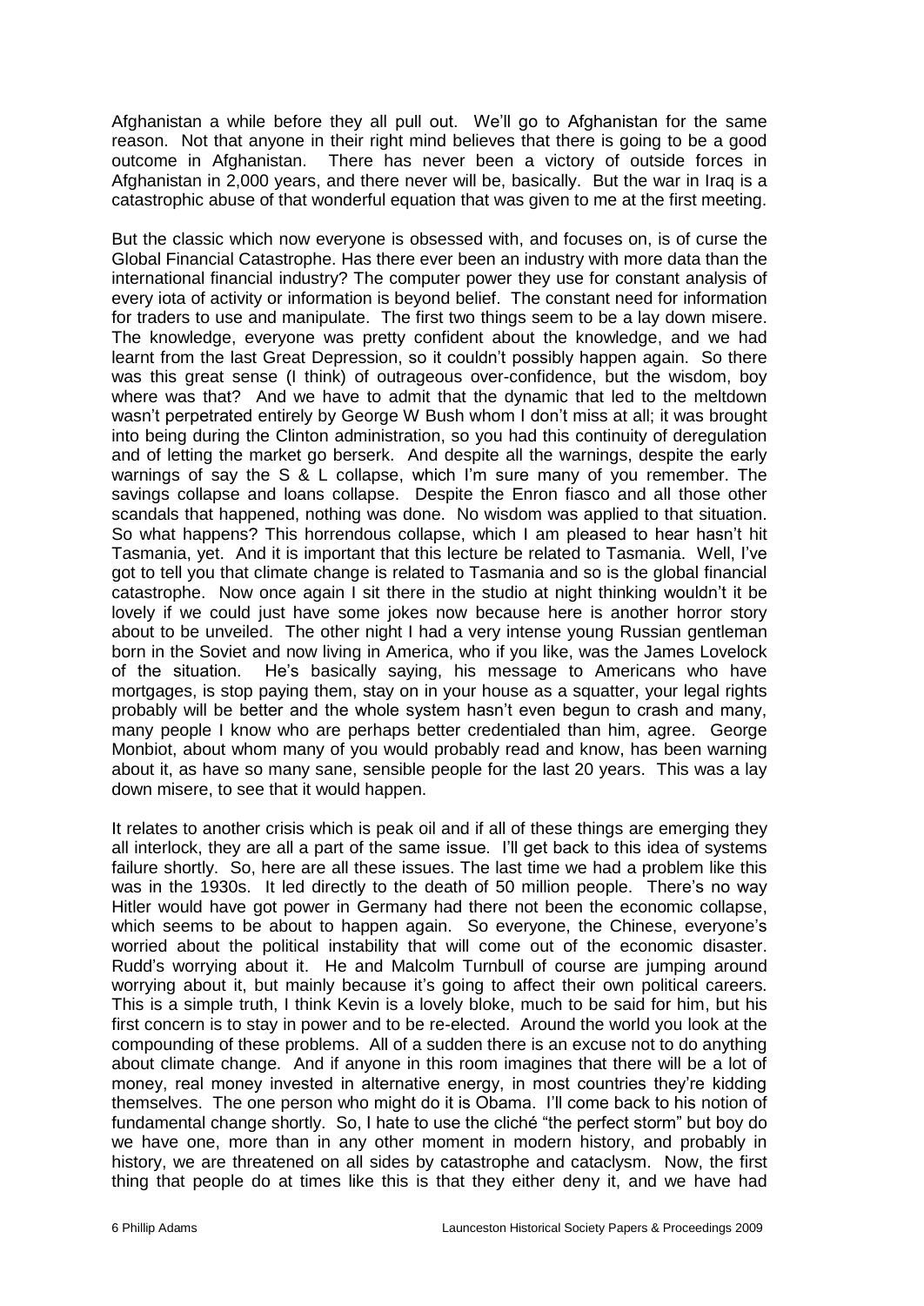Afghanistan a while before they all pull out. We'll go to Afghanistan for the same reason. Not that anyone in their right mind believes that there is going to be a good outcome in Afghanistan. There has never been a victory of outside forces in Afghanistan in 2,000 years, and there never will be, basically. But the war in Iraq is a catastrophic abuse of that wonderful equation that was given to me at the first meeting.

But the classic which now everyone is obsessed with, and focuses on, is of curse the Global Financial Catastrophe. Has there ever been an industry with more data than the international financial industry? The computer power they use for constant analysis of every iota of activity or information is beyond belief. The constant need for information for traders to use and manipulate. The first two things seem to be a lay down misere. The knowledge, everyone was pretty confident about the knowledge, and we had learnt from the last Great Depression, so it couldn't possibly happen again. So there was this great sense (I think) of outrageous over-confidence, but the wisdom, boy where was that? And we have to admit that the dynamic that led to the meltdown wasn't perpetrated entirely by George W Bush whom I don't miss at all; it was brought into being during the Clinton administration, so you had this continuity of deregulation and of letting the market go berserk. And despite all the warnings, despite the early warnings of say the S & L collapse, which I'm sure many of you remember. The savings collapse and loans collapse. Despite the Enron fiasco and all those other scandals that happened, nothing was done. No wisdom was applied to that situation. So what happens? This horrendous collapse, which I am pleased to hear hasn't hit Tasmania, yet. And it is important that this lecture be related to Tasmania. Well, I've got to tell you that climate change is related to Tasmania and so is the global financial catastrophe. Now once again I sit there in the studio at night thinking wouldn't it be lovely if we could just have some jokes now because here is another horror story about to be unveiled. The other night I had a very intense young Russian gentleman born in the Soviet and now living in America, who if you like, was the James Lovelock of the situation. He's basically saying, his message to Americans who have mortgages, is stop paying them, stay on in your house as a squatter, your legal rights probably will be better and the whole system hasn't even begun to crash and many, many people I know who are perhaps better credentialed than him, agree. George Monbiot, about whom many of you would probably read and know, has been warning about it, as have so many sane, sensible people for the last 20 years. This was a lay down misere, to see that it would happen.

It relates to another crisis which is peak oil and if all of these things are emerging they all interlock, they are all a part of the same issue. I'll get back to this idea of systems failure shortly. So, here are all these issues. The last time we had a problem like this was in the 1930s. It led directly to the death of 50 million people. There's no way Hitler would have got power in Germany had there not been the economic collapse, which seems to be about to happen again. So everyone, the Chinese, everyone's worried about the political instability that will come out of the economic disaster. Rudd's worrying about it. He and Malcolm Turnbull of course are jumping around worrying about it, but mainly because it's going to affect their own political careers. This is a simple truth, I think Kevin is a lovely bloke, much to be said for him, but his first concern is to stay in power and to be re-elected. Around the world you look at the compounding of these problems. All of a sudden there is an excuse not to do anything about climate change. And if anyone in this room imagines that there will be a lot of money, real money invested in alternative energy, in most countries they're kidding themselves. The one person who might do it is Obama. I'll come back to his notion of fundamental change shortly. So, I hate to use the cliché "the perfect storm" but boy do we have one, more than in any other moment in modern history, and probably in history, we are threatened on all sides by catastrophe and cataclysm. Now, the first thing that people do at times like this is that they either deny it, and we have had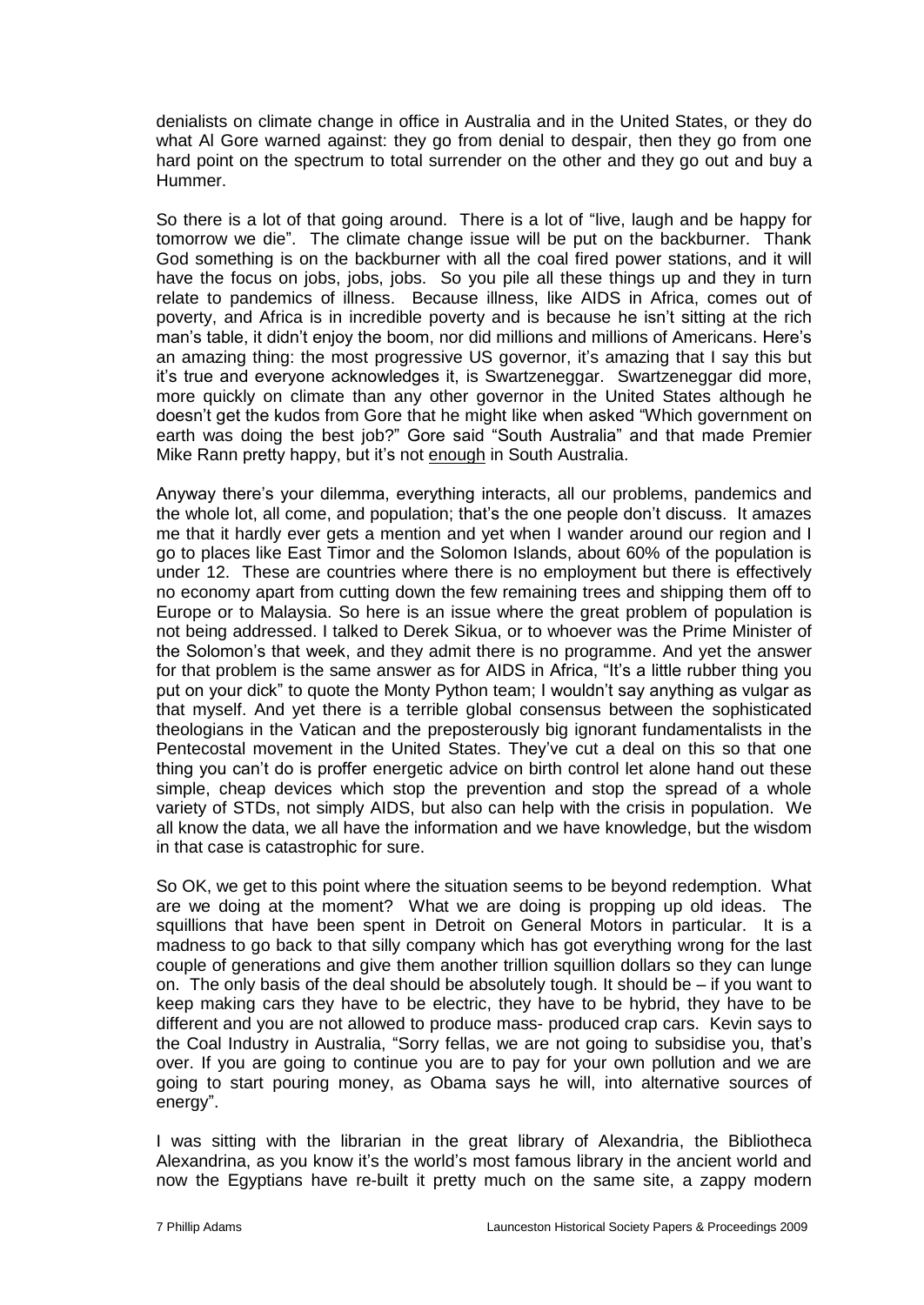denialists on climate change in office in Australia and in the United States, or they do what Al Gore warned against: they go from denial to despair, then they go from one hard point on the spectrum to total surrender on the other and they go out and buy a Hummer.

So there is a lot of that going around. There is a lot of "live, laugh and be happy for tomorrow we die". The climate change issue will be put on the backburner. Thank God something is on the backburner with all the coal fired power stations, and it will have the focus on jobs, jobs, jobs. So you pile all these things up and they in turn relate to pandemics of illness. Because illness, like AIDS in Africa, comes out of poverty, and Africa is in incredible poverty and is because he isn't sitting at the rich man's table, it didn't enjoy the boom, nor did millions and millions of Americans. Here's an amazing thing: the most progressive US governor, it's amazing that I say this but it's true and everyone acknowledges it, is Swartzeneggar. Swartzeneggar did more, more quickly on climate than any other governor in the United States although he doesn't get the kudos from Gore that he might like when asked "Which government on earth was doing the best job?" Gore said "South Australia" and that made Premier Mike Rann pretty happy, but it's not <u>enough</u> in South Australia.

Anyway there's your dilemma, everything interacts, all our problems, pandemics and the whole lot, all come, and population; that's the one people don't discuss. It amazes me that it hardly ever gets a mention and yet when I wander around our region and I go to places like East Timor and the Solomon Islands, about 60% of the population is under 12. These are countries where there is no employment but there is effectively no economy apart from cutting down the few remaining trees and shipping them off to Europe or to Malaysia. So here is an issue where the great problem of population is not being addressed. I talked to Derek Sikua, or to whoever was the Prime Minister of the Solomon's that week, and they admit there is no programme. And yet the answer for that problem is the same answer as for AIDS in Africa, "It's a little rubber thing you put on your dick" to quote the Monty Python team; I wouldn't say anything as vulgar as that myself. And yet there is a terrible global consensus between the sophisticated theologians in the Vatican and the preposterously big ignorant fundamentalists in the Pentecostal movement in the United States. They've cut a deal on this so that one thing you can't do is proffer energetic advice on birth control let alone hand out these simple, cheap devices which stop the prevention and stop the spread of a whole variety of STDs, not simply AIDS, but also can help with the crisis in population. We all know the data, we all have the information and we have knowledge, but the wisdom in that case is catastrophic for sure.

So OK, we get to this point where the situation seems to be beyond redemption. What are we doing at the moment? What we are doing is propping up old ideas. The squillions that have been spent in Detroit on General Motors in particular. It is a madness to go back to that silly company which has got everything wrong for the last couple of generations and give them another trillion squillion dollars so they can lunge on. The only basis of the deal should be absolutely tough. It should be – if you want to keep making cars they have to be electric, they have to be hybrid, they have to be different and you are not allowed to produce mass- produced crap cars. Kevin says to the Coal Industry in Australia, "Sorry fellas, we are not going to subsidise you, that's over. If you are going to continue you are to pay for your own pollution and we are going to start pouring money, as Obama says he will, into alternative sources of energy".

I was sitting with the librarian in the great library of Alexandria, the Bibliotheca Alexandrina, as you know it's the world's most famous library in the ancient world and now the Egyptians have re-built it pretty much on the same site, a zappy modern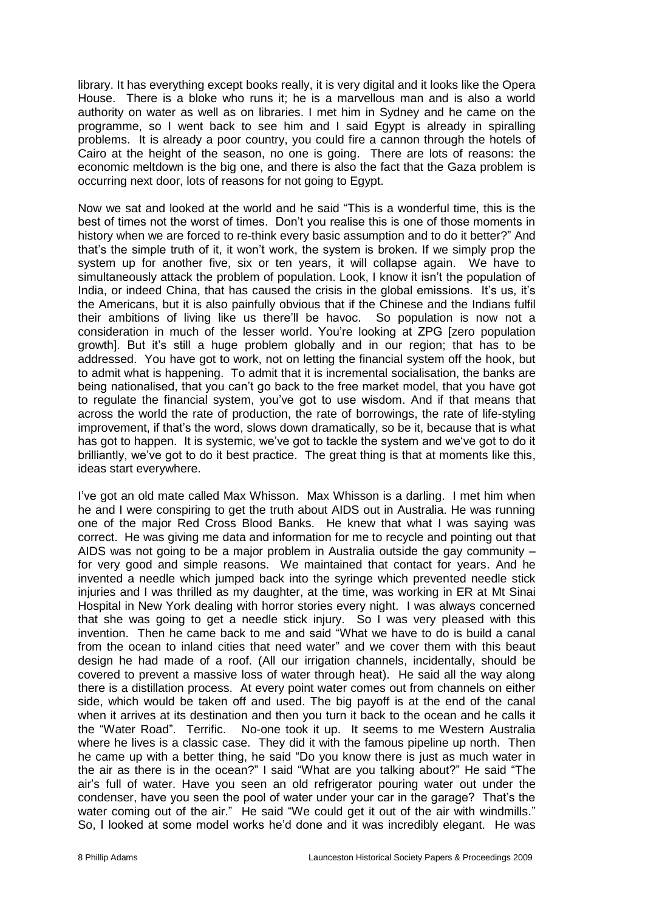library. It has everything except books really, it is very digital and it looks like the Opera House. There is a bloke who runs it; he is a marvellous man and is also a world authority on water as well as on libraries. I met him in Sydney and he came on the programme, so I went back to see him and I said Egypt is already in spiralling problems. It is already a poor country, you could fire a cannon through the hotels of Cairo at the height of the season, no one is going. There are lots of reasons: the economic meltdown is the big one, and there is also the fact that the Gaza problem is occurring next door, lots of reasons for not going to Egypt.

Now we sat and looked at the world and he said "This is a wonderful time, this is the best of times not the worst of times. Don't you realise this is one of those moments in history when we are forced to re-think every basic assumption and to do it better?" And that's the simple truth of it, it won't work, the system is broken. If we simply prop the system up for another five, six or ten years, it will collapse again. We have to simultaneously attack the problem of population. Look, I know it isn't the population of India, or indeed China, that has caused the crisis in the global emissions. It's us, it's the Americans, but it is also painfully obvious that if the Chinese and the Indians fulfil their ambitions of living like us there'll be havoc. So population is now not a consideration in much of the lesser world. You're looking at ZPG [zero population growth]. But it's still a huge problem globally and in our region; that has to be addressed. You have got to work, not on letting the financial system off the hook, but to admit what is happening. To admit that it is incremental socialisation, the banks are being nationalised, that you can't go back to the free market model, that you have got to regulate the financial system, you've got to use wisdom. And if that means that across the world the rate of production, the rate of borrowings, the rate of life-styling improvement, if that's the word, slows down dramatically, so be it, because that is what has got to happen. It is systemic, we've got to tackle the system and we've got to do it brilliantly, we've got to do it best practice. The great thing is that at moments like this, ideas start everywhere.

I've got an old mate called Max Whisson. Max Whisson is a darling. I met him when he and I were conspiring to get the truth about AIDS out in Australia. He was running one of the major Red Cross Blood Banks. He knew that what I was saying was correct. He was giving me data and information for me to recycle and pointing out that AIDS was not going to be a major problem in Australia outside the gay community – for very good and simple reasons. We maintained that contact for years. And he invented a needle which jumped back into the syringe which prevented needle stick injuries and I was thrilled as my daughter, at the time, was working in ER at Mt Sinai Hospital in New York dealing with horror stories every night. I was always concerned that she was going to get a needle stick injury. So I was very pleased with this invention. Then he came back to me and said "What we have to do is build a canal from the ocean to inland cities that need water" and we cover them with this beaut design he had made of a roof. (All our irrigation channels, incidentally, should be covered to prevent a massive loss of water through heat). He said all the way along there is a distillation process. At every point water comes out from channels on either side, which would be taken off and used. The big payoff is at the end of the canal when it arrives at its destination and then you turn it back to the ocean and he calls it the "Water Road". Terrific. No-one took it up. It seems to me Western Australia where he lives is a classic case. They did it with the famous pipeline up north. Then he came up with a better thing, he said "Do you know there is just as much water in the air as there is in the ocean?" I said "What are you talking about?" He said "The air's full of water. Have you seen an old refrigerator pouring water out under the condenser, have you seen the pool of water under your car in the garage? That's the water coming out of the air." He said "We could get it out of the air with windmills." So, I looked at some model works he'd done and it was incredibly elegant. He was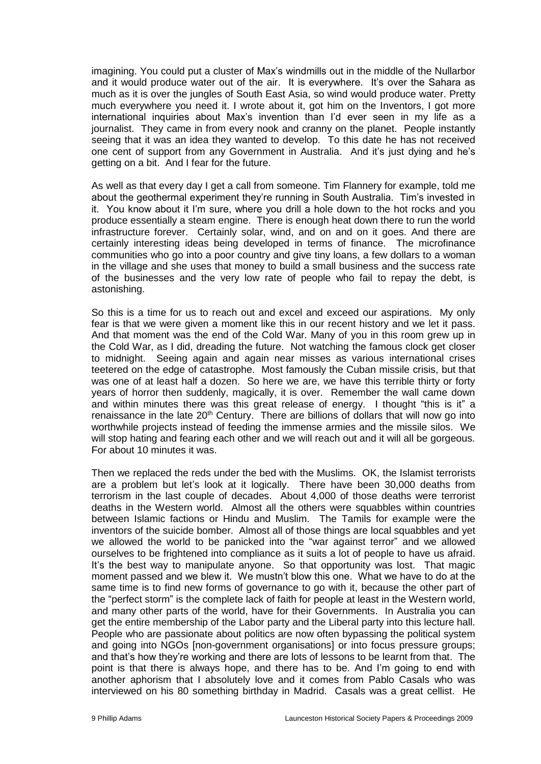imagining. You could put a cluster of Max's windmills out in the middle of the Nullarbor and it would produce water out of the air. It is everywhere. It's over the Sahara as much as it is over the jungles of South East Asia, so wind would produce water. Pretty much everywhere you need it. I wrote about it, got him on the Inventors, I got more international inquiries about Max's invention than I'd ever seen in my life as a journalist. They came in from every nook and cranny on the planet. People instantly seeing that it was an idea they wanted to develop. To this date he has not received one cent of support from any Government in Australia. And it's just dying and he's getting on a bit. And I fear for the future.

As well as that every day I get a call from someone. Tim Flannery for example, told me about the geothermal experiment they're running in South Australia. Tim's invested in it. You know about it I'm sure, where you drill a hole down to the hot rocks and you produce essentially a steam engine. There is enough heat down there to run the world infrastructure forever. Certainly solar, wind, and on and on it goes. And there are certainly interesting ideas being developed in terms of finance. The microfinance communities who go into a poor country and give tiny loans, a few dollars to a woman in the village and she uses that money to build a small business and the success rate of the businesses and the very low rate of people who fail to repay the debt, is astonishing.

So this is a time for us to reach out and excel and exceed our aspirations. My only fear is that we were given a moment like this in our recent history and we let it pass. And that moment was the end of the Cold War. Many of you in this room grew up in the Cold War, as I did, dreading the future. Not watching the famous clock get closer to midnight. Seeing again and again near misses as various international crises teetered on the edge of catastrophe. Most famously the Cuban missile crisis, but that was one of at least half a dozen. So here we are, we have this terrible thirty or forty years of horror then suddenly, magically, it is over. Remember the wall came down and within minutes there was this great release of energy. I thought "this is it" a renaissance in the late 20th Century. There are billions of dollars that will now go into worthwhile projects instead of feeding the immense armies and the missile silos. We will stop hating and fearing each other and we will reach out and it will all be gorgeous. For about 10 minutes it was.

Then we replaced the reds under the bed with the Muslims. OK, the Islamist terrorists are a problem but let's look at it logically. There have been 30,000 deaths from terrorism in the last couple of decades. About 4,000 of those deaths were terrorist deaths in the Western world. Almost all the others were squabbles within countries between Islamic factions or Hindu and Muslim. The Tamils for example were the inventors of the suicide bomber. Almost all of those things are local squabbles and yet we allowed the world to be panicked into the "war against terror" and we allowed ourselves to be frightened into compliance as it suits a lot of people to have us afraid. It's the best way to manipulate anyone. So that opportunity was lost. That magic moment passed and we blew it. We mustn't blow this one. What we have to do at the same time is to find new forms of governance to go with it, because the other part of the "perfect storm" is the complete lack of faith for people at least in the Western world, and many other parts of the world, have for their Governments. In Australia you can get the entire membership of the Labor party and the Liberal party into this lecture hall. People who are passionate about politics are now often bypassing the political system and going into NGOs [non-government organisations] or into focus pressure groups; and that's how they're working and there are lots of lessons to be learnt from that. The point is that there is always hope, and there has to be. And I'm going to end with another aphorism that I absolutely love and it comes from Pablo Casals who was interviewed on his 80 something birthday in Madrid. Casals was a great cellist. He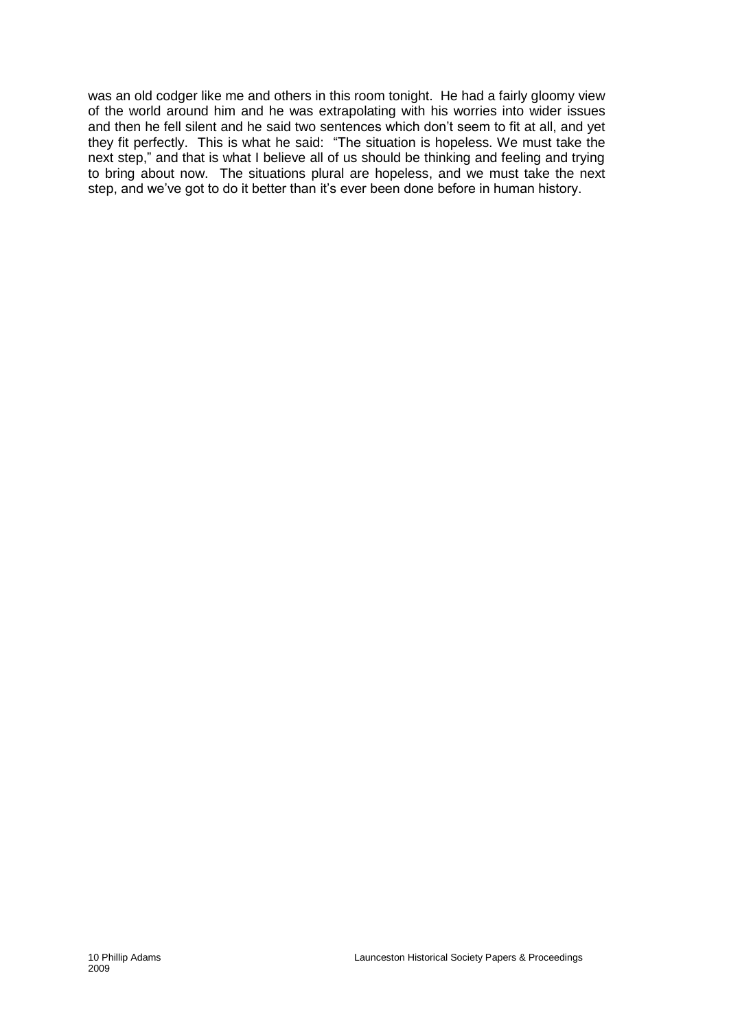was an old codger like me and others in this room tonight. He had a fairly gloomy view of the world around him and he was extrapolating with his worries into wider issues and then he fell silent and he said two sentences which don't seem to fit at all, and yet they fit perfectly. This is what he said: "The situation is hopeless. We must take the next step," and that is what I believe all of us should be thinking and feeling and trying to bring about now. The situations plural are hopeless, and we must take the next step, and we've got to do it better than it's ever been done before in human history.